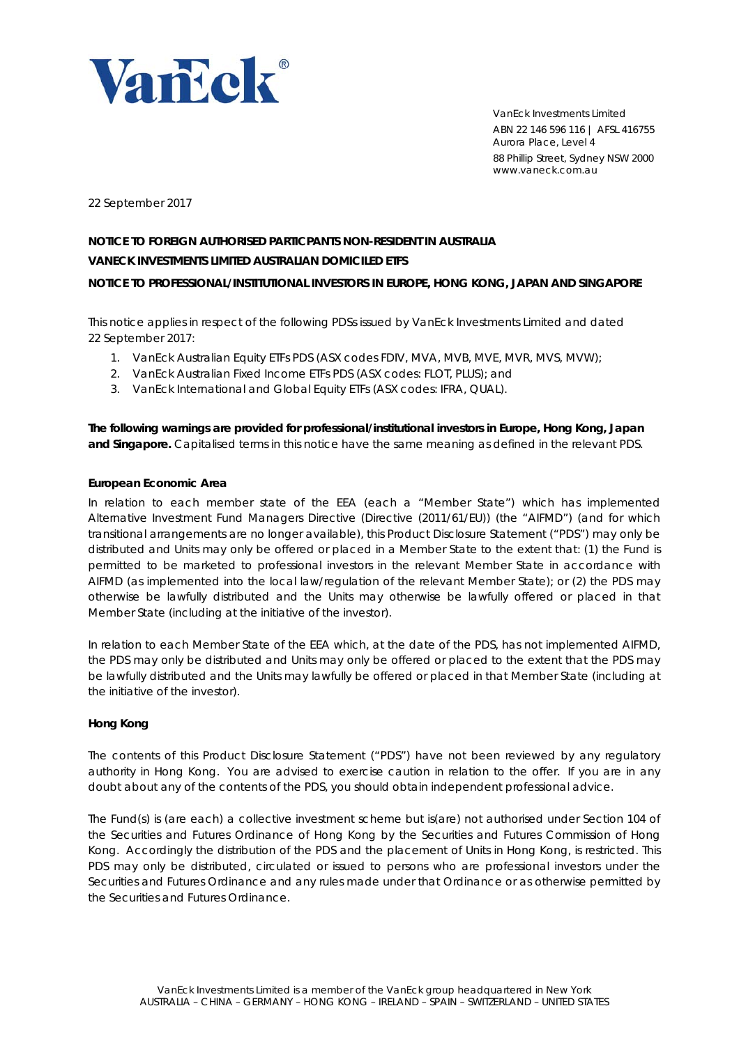VanEck Investments Limited
ABN 22 146 596 116 | AFSL 416755
Aurora Place, Level 4
88 Phillip Street, Sydney NSW 2000
www.vaneck.com.au

22 September 2017

**NOTICE TO FOREIGN AUTHORISED PARTICPANTS NON-RESIDENT IN AUSTRALIA**
**VANECK INVESTMENTS LIMITED AUSTRALIAN DOMICILED ETFS**
**NOTICE TO PROFESSIONAL/INSTITUTIONAL INVESTORS IN EUROPE, HONG KONG, JAPAN AND SINGAPORE**

This notice applies in respect of the following PDSs issued by VanEck Investments Limited and dated 22 September 2017:

1. VanEck Australian Equity ETFs PDS (ASX codes FDIV, MVA, MVB, MVE, MVR, MVS, MVW);
2. VanEck Australian Fixed Income ETFs PDS (ASX codes: FLOT, PLUS); and
3. VanEck International and Global Equity ETFs (ASX codes: IFRA, QUAL).

**The following warnings are provided for professional/institutional investors in Europe, Hong Kong, Japan and Singapore.** Capitalised terms in this notice have the same meaning as defined in the relevant PDS.

### European Economic Area

In relation to each member state of the EEA (each a "Member State") which has implemented Alternative Investment Fund Managers Directive (Directive (2011/61/EU)) (the "AIFMD") (and for which transitional arrangements are no longer available), this Product Disclosure Statement ("PDS") may only be distributed and Units may only be offered or placed in a Member State to the extent that: (1) the Fund is permitted to be marketed to professional investors in the relevant Member State in accordance with AIFMD (as implemented into the local law/regulation of the relevant Member State); or (2) the PDS may otherwise be lawfully distributed and the Units may otherwise be lawfully offered or placed in that Member State (including at the initiative of the investor).

In relation to each Member State of the EEA which, at the date of the PDS, has not implemented AIFMD, the PDS may only be distributed and Units may only be offered or placed to the extent that the PDS may be lawfully distributed and the Units may lawfully be offered or placed in that Member State (including at the initiative of the investor).

### Hong Kong

The contents of this Product Disclosure Statement ("PDS") have not been reviewed by any regulatory authority in Hong Kong. You are advised to exercise caution in relation to the offer. If you are in any doubt about any of the contents of the PDS, you should obtain independent professional advice.

The Fund(s) is (are each) a collective investment scheme but is(are) not authorised under Section 104 of the Securities and Futures Ordinance of Hong Kong by the Securities and Futures Commission of Hong Kong. Accordingly the distribution of the PDS and the placement of Units in Hong Kong, is restricted. This PDS may only be distributed, circulated or issued to persons who are professional investors under the Securities and Futures Ordinance and any rules made under that Ordinance or as otherwise permitted by the Securities and Futures Ordinance.

VanEck Investments Limited is a member of the VanEck group headquartered in New York
AUSTRALIA – CHINA – GERMANY – HONG KONG – IRELAND – SPAIN – SWITZERLAND – UNITED STATES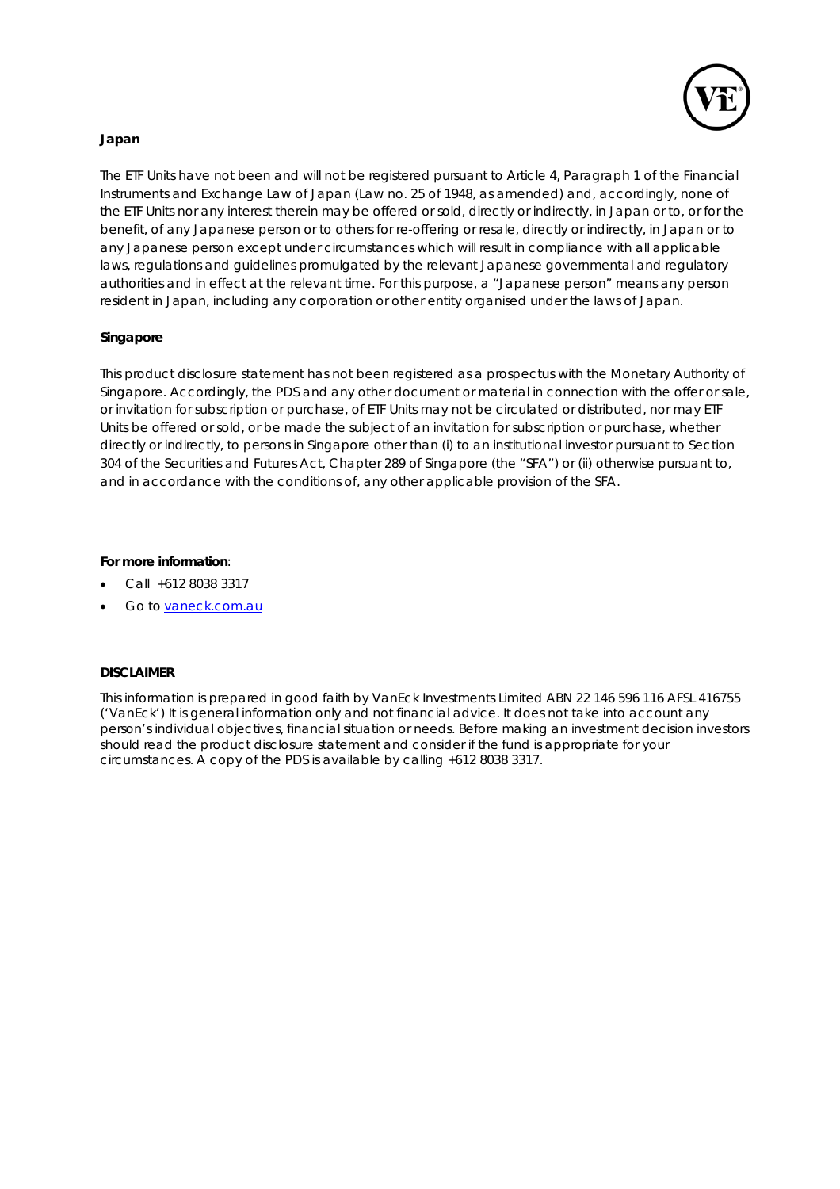**Japan**

The ETF Units have not been and will not be registered pursuant to Article 4, Paragraph 1 of the Financial Instruments and Exchange Law of Japan (Law no. 25 of 1948, as amended) and, accordingly, none of the ETF Units nor any interest therein may be offered or sold, directly or indirectly, in Japan or to, or for the benefit, of any Japanese person or to others for re-offering or resale, directly or indirectly, in Japan or to any Japanese person except under circumstances which will result in compliance with all applicable laws, regulations and guidelines promulgated by the relevant Japanese governmental and regulatory authorities and in effect at the relevant time. For this purpose, a "Japanese person" means any person resident in Japan, including any corporation or other entity organised under the laws of Japan.

**Singapore**

This product disclosure statement has not been registered as a prospectus with the Monetary Authority of Singapore. Accordingly, the PDS and any other document or material in connection with the offer or sale, or invitation for subscription or purchase, of ETF Units may not be circulated or distributed, nor may ETF Units be offered or sold, or be made the subject of an invitation for subscription or purchase, whether directly or indirectly, to persons in Singapore other than (i) to an institutional investor pursuant to Section 304 of the Securities and Futures Act, Chapter 289 of Singapore (the "SFA") or (ii) otherwise pursuant to, and in accordance with the conditions of, any other applicable provision of the SFA.

**For more information**:

- Call +612 8038 3317
- Go to [vaneck.com.au](vaneck.com.au)

**DISCLAIMER**

This information is prepared in good faith by VanEck Investments Limited ABN 22 146 596 116 AFSL 416755 ('VanEck') It is general information only and not financial advice. It does not take into account any person's individual objectives, financial situation or needs. Before making an investment decision investors should read the product disclosure statement and consider if the fund is appropriate for your circumstances. A copy of the PDS is available by calling +612 8038 3317.